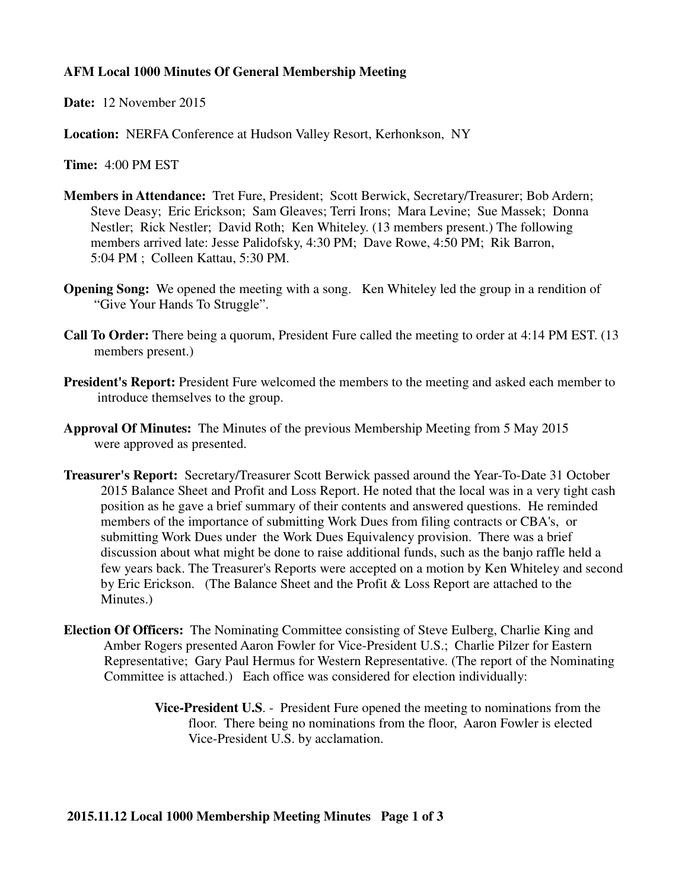**AFM Local 1000 Minutes Of General Membership Meeting**

**Date:** 12 November 2015

**Location:** NERFA Conference at Hudson Valley Resort, Kerhonkson, NY

**Time:** 4:00 PM EST

**Members in Attendance:** Tret Fure, President; Scott Berwick, Secretary/Treasurer; Bob Ardern; Steve Deasy; Eric Erickson; Sam Gleaves; Terri Irons; Mara Levine; Sue Massek; Donna Nestler; Rick Nestler; David Roth; Ken Whiteley. (13 members present.) The following members arrived late: Jesse Palidofsky, 4:30 PM; Dave Rowe, 4:50 PM; Rik Barron, 5:04 PM ; Colleen Kattau, 5:30 PM.

**Opening Song:** We opened the meeting with a song. Ken Whiteley led the group in a rendition of "Give Your Hands To Struggle".

**Call To Order:** There being a quorum, President Fure called the meeting to order at 4:14 PM EST. (13 members present.)

**President's Report:** President Fure welcomed the members to the meeting and asked each member to introduce themselves to the group.

**Approval Of Minutes:** The Minutes of the previous Membership Meeting from 5 May 2015 were approved as presented.

**Treasurer's Report:** Secretary/Treasurer Scott Berwick passed around the Year-To-Date 31 October 2015 Balance Sheet and Profit and Loss Report. He noted that the local was in a very tight cash position as he gave a brief summary of their contents and answered questions. He reminded members of the importance of submitting Work Dues from filing contracts or CBA's, or submitting Work Dues under the Work Dues Equivalency provision. There was a brief discussion about what might be done to raise additional funds, such as the banjo raffle held a few years back. The Treasurer's Reports were accepted on a motion by Ken Whiteley and second by Eric Erickson. (The Balance Sheet and the Profit & Loss Report are attached to the Minutes.)

**Election Of Officers:** The Nominating Committee consisting of Steve Eulberg, Charlie King and Amber Rogers presented Aaron Fowler for Vice-President U.S.; Charlie Pilzer for Eastern Representative; Gary Paul Hermus for Western Representative. (The report of the Nominating Committee is attached.) Each office was considered for election individually:

> **Vice-President U.S**. - President Fure opened the meeting to nominations from the floor. There being no nominations from the floor, Aaron Fowler is elected Vice-President U.S. by acclamation.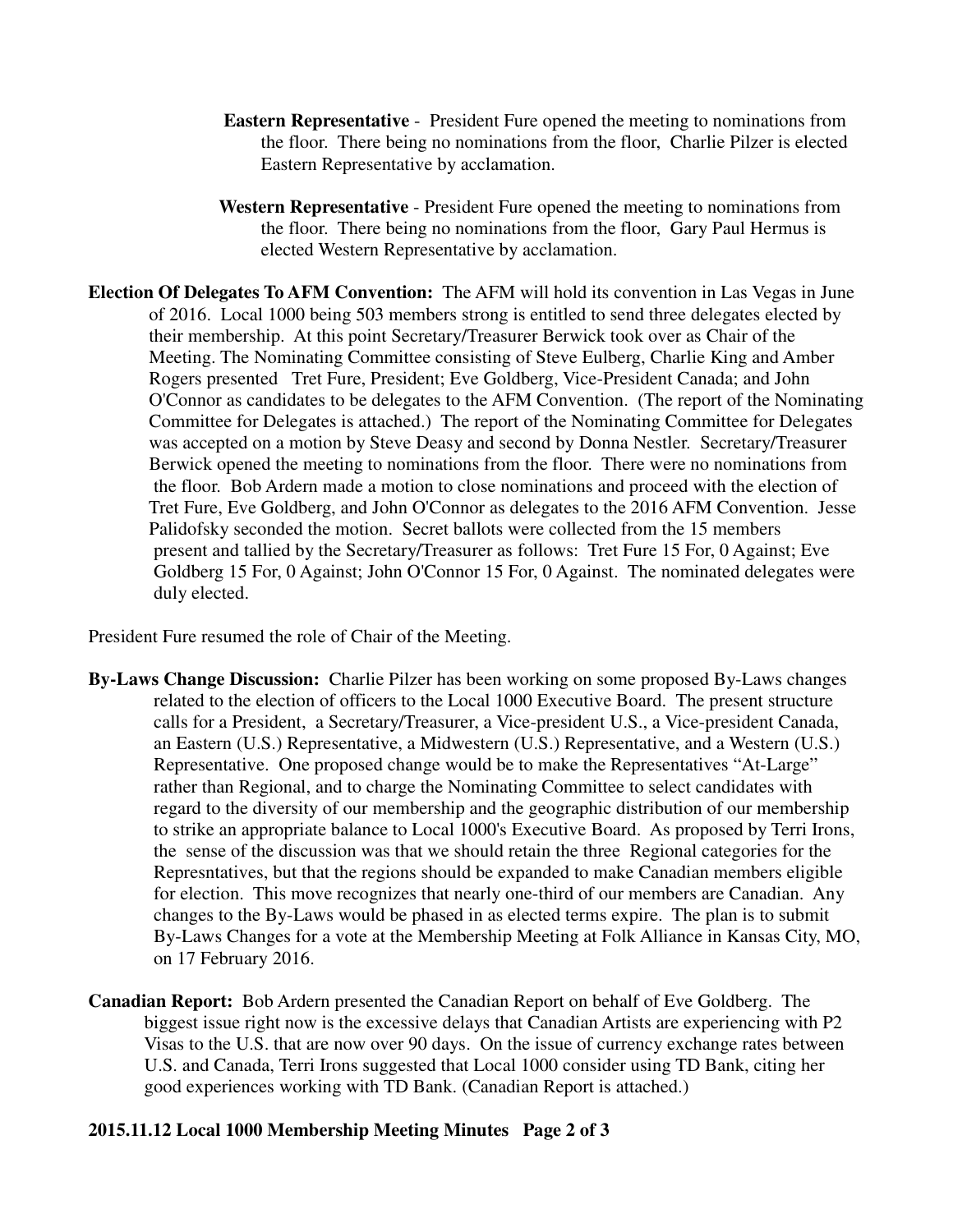**Eastern Representative** - President Fure opened the meeting to nominations from the floor. There being no nominations from the floor, Charlie Pilzer is elected Eastern Representative by acclamation.

**Western Representative** - President Fure opened the meeting to nominations from the floor. There being no nominations from the floor, Gary Paul Hermus is elected Western Representative by acclamation.

**Election Of Delegates To AFM Convention:** The AFM will hold its convention in Las Vegas in June of 2016. Local 1000 being 503 members strong is entitled to send three delegates elected by their membership. At this point Secretary/Treasurer Berwick took over as Chair of the Meeting. The Nominating Committee consisting of Steve Eulberg, Charlie King and Amber Rogers presented Tret Fure, President; Eve Goldberg, Vice-President Canada; and John O'Connor as candidates to be delegates to the AFM Convention. (The report of the Nominating Committee for Delegates is attached.) The report of the Nominating Committee for Delegates was accepted on a motion by Steve Deasy and second by Donna Nestler. Secretary/Treasurer Berwick opened the meeting to nominations from the floor. There were no nominations from the floor. Bob Ardern made a motion to close nominations and proceed with the election of Tret Fure, Eve Goldberg, and John O'Connor as delegates to the 2016 AFM Convention. Jesse Palidofsky seconded the motion. Secret ballots were collected from the 15 members present and tallied by the Secretary/Treasurer as follows: Tret Fure 15 For, 0 Against; Eve Goldberg 15 For, 0 Against; John O'Connor 15 For, 0 Against. The nominated delegates were duly elected.

President Fure resumed the role of Chair of the Meeting.

**By-Laws Change Discussion:** Charlie Pilzer has been working on some proposed By-Laws changes related to the election of officers to the Local 1000 Executive Board. The present structure calls for a President, a Secretary/Treasurer, a Vice-president U.S., a Vice-president Canada, an Eastern (U.S.) Representative, a Midwestern (U.S.) Representative, and a Western (U.S.) Representative. One proposed change would be to make the Representatives "At-Large" rather than Regional, and to charge the Nominating Committee to select candidates with regard to the diversity of our membership and the geographic distribution of our membership to strike an appropriate balance to Local 1000's Executive Board. As proposed by Terri Irons, the sense of the discussion was that we should retain the three Regional categories for the Represntatives, but that the regions should be expanded to make Canadian members eligible for election. This move recognizes that nearly one-third of our members are Canadian. Any changes to the By-Laws would be phased in as elected terms expire. The plan is to submit By-Laws Changes for a vote at the Membership Meeting at Folk Alliance in Kansas City, MO, on 17 February 2016.

**Canadian Report:** Bob Ardern presented the Canadian Report on behalf of Eve Goldberg. The biggest issue right now is the excessive delays that Canadian Artists are experiencing with P2 Visas to the U.S. that are now over 90 days. On the issue of currency exchange rates between U.S. and Canada, Terri Irons suggested that Local 1000 consider using TD Bank, citing her good experiences working with TD Bank. (Canadian Report is attached.)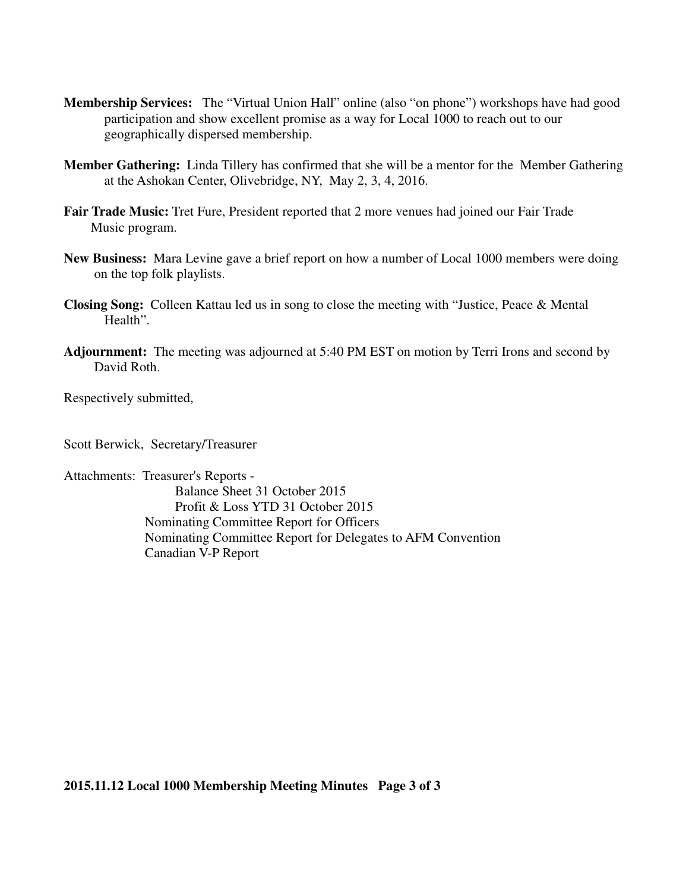**Membership Services:** The "Virtual Union Hall" online (also "on phone") workshops have had good participation and show excellent promise as a way for Local 1000 to reach out to our geographically dispersed membership.

**Member Gathering:** Linda Tillery has confirmed that she will be a mentor for the Member Gathering at the Ashokan Center, Olivebridge, NY, May 2, 3, 4, 2016.

**Fair Trade Music:** Tret Fure, President reported that 2 more venues had joined our Fair Trade Music program.

**New Business:** Mara Levine gave a brief report on how a number of Local 1000 members were doing on the top folk playlists.

**Closing Song:** Colleen Kattau led us in song to close the meeting with "Justice, Peace & Mental Health".

**Adjournment:** The meeting was adjourned at 5:40 PM EST on motion by Terri Irons and second by David Roth.

Respectively submitted,

Scott Berwick, Secretary/Treasurer

Attachments: Treasurer's Reports -
- Balance Sheet 31 October 2015
- Profit & Loss YTD 31 October 2015

Nominating Committee Report for Officers
Nominating Committee Report for Delegates to AFM Convention
Canadian V-P Report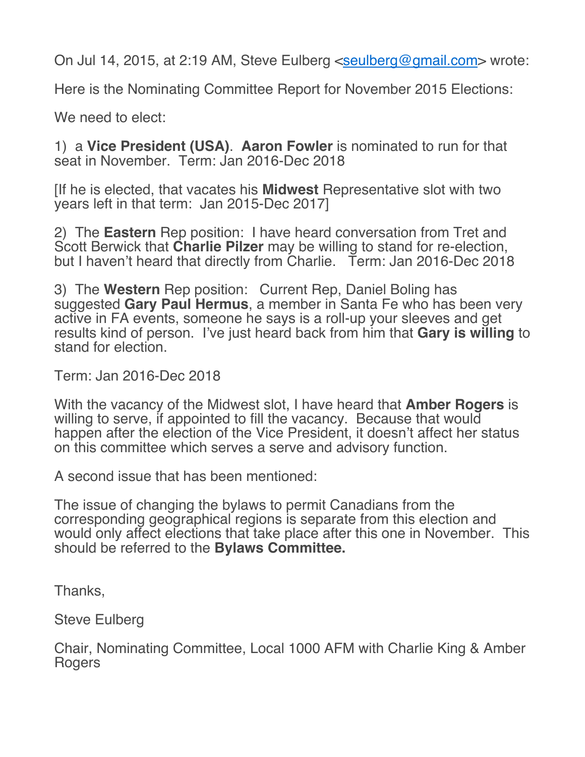On Jul 14, 2015, at 2:19 AM, Steve Eulberg <seulberg@gmail.com> wrote:

Here is the Nominating Committee Report for November 2015 Elections:

We need to elect:

1) a **Vice President (USA)**. **Aaron Fowler** is nominated to run for that seat in November. Term: Jan 2016-Dec 2018

[If he is elected, that vacates his **Midwest** Representative slot with two years left in that term: Jan 2015-Dec 2017]

2) The **Eastern** Rep position: I have heard conversation from Tret and Scott Berwick that **Charlie Pilzer** may be willing to stand for re-election, but I haven't heard that directly from Charlie. Term: Jan 2016-Dec 2018

3) The **Western** Rep position: Current Rep, Daniel Boling has suggested **Gary Paul Hermus**, a member in Santa Fe who has been very active in FA events, someone he says is a roll-up your sleeves and get results kind of person. I've just heard back from him that **Gary is willing** to stand for election.

Term: Jan 2016-Dec 2018

With the vacancy of the Midwest slot, I have heard that **Amber Rogers** is willing to serve, if appointed to fill the vacancy. Because that would happen after the election of the Vice President, it doesn't affect her status on this committee which serves a serve and advisory function.

A second issue that has been mentioned:

The issue of changing the bylaws to permit Canadians from the corresponding geographical regions is separate from this election and would only affect elections that take place after this one in November. This should be referred to the **Bylaws Committee.**

Thanks,

Steve Eulberg

Chair, Nominating Committee, Local 1000 AFM with Charlie King & Amber Rogers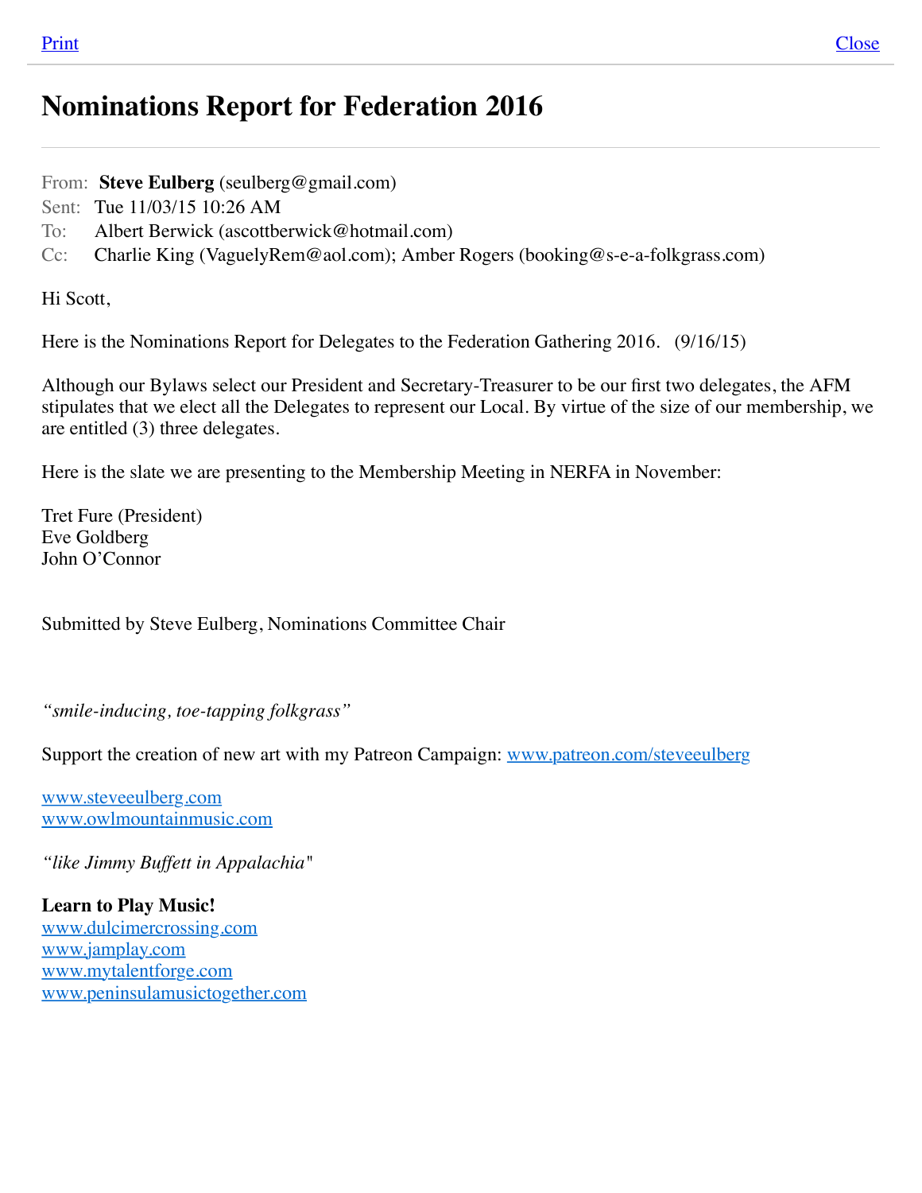Print                                                                                                                    Close

# Nominations Report for Federation 2016

From: **Steve Eulberg** (seulberg@gmail.com)
Sent: Tue 11/03/15 10:26 AM
To: Albert Berwick (ascottberwick@hotmail.com)
Cc: Charlie King (VaguelyRem@aol.com); Amber Rogers (booking@s-e-a-folkgrass.com)

Hi Scott,

Here is the Nominations Report for Delegates to the Federation Gathering 2016. (9/16/15)

Although our Bylaws select our President and Secretary-Treasurer to be our first two delegates, the AFM stipulates that we elect all the Delegates to represent our Local. By virtue of the size of our membership, we are entitled (3) three delegates.

Here is the slate we are presenting to the Membership Meeting in NERFA in November:

Tret Fure (President)
Eve Goldberg
John O'Connor

Submitted by Steve Eulberg, Nominations Committee Chair

*"smile-inducing, toe-tapping folkgrass"*

Support the creation of new art with my Patreon Campaign: www.patreon.com/steveeulberg

www.steveeulberg.com
www.owlmountainmusic.com

*"like Jimmy Buffett in Appalachia"*

**Learn to Play Music!**
www.dulcimercrossing.com
www.jamplay.com
www.mytalentforge.com
www.peninsulamusictogether.com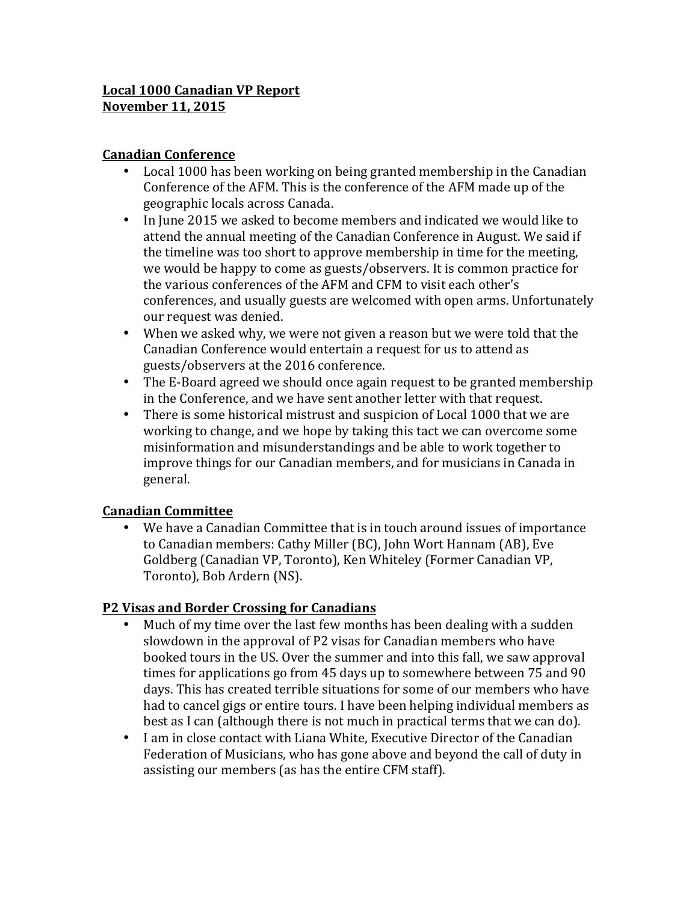**Local 1000 Canadian VP Report**
**November 11, 2015**

## Canadian Conference

- Local 1000 has been working on being granted membership in the Canadian Conference of the AFM. This is the conference of the AFM made up of the geographic locals across Canada.
- In June 2015 we asked to become members and indicated we would like to attend the annual meeting of the Canadian Conference in August. We said if the timeline was too short to approve membership in time for the meeting, we would be happy to come as guests/observers. It is common practice for the various conferences of the AFM and CFM to visit each other's conferences, and usually guests are welcomed with open arms. Unfortunately our request was denied.
- When we asked why, we were not given a reason but we were told that the Canadian Conference would entertain a request for us to attend as guests/observers at the 2016 conference.
- The E-Board agreed we should once again request to be granted membership in the Conference, and we have sent another letter with that request.
- There is some historical mistrust and suspicion of Local 1000 that we are working to change, and we hope by taking this tact we can overcome some misinformation and misunderstandings and be able to work together to improve things for our Canadian members, and for musicians in Canada in general.

## Canadian Committee

- We have a Canadian Committee that is in touch around issues of importance to Canadian members: Cathy Miller (BC), John Wort Hannam (AB), Eve Goldberg (Canadian VP, Toronto), Ken Whiteley (Former Canadian VP, Toronto), Bob Ardern (NS).

## P2 Visas and Border Crossing for Canadians

- Much of my time over the last few months has been dealing with a sudden slowdown in the approval of P2 visas for Canadian members who have booked tours in the US. Over the summer and into this fall, we saw approval times for applications go from 45 days up to somewhere between 75 and 90 days. This has created terrible situations for some of our members who have had to cancel gigs or entire tours. I have been helping individual members as best as I can (although there is not much in practical terms that we can do).
- I am in close contact with Liana White, Executive Director of the Canadian Federation of Musicians, who has gone above and beyond the call of duty in assisting our members (as has the entire CFM staff).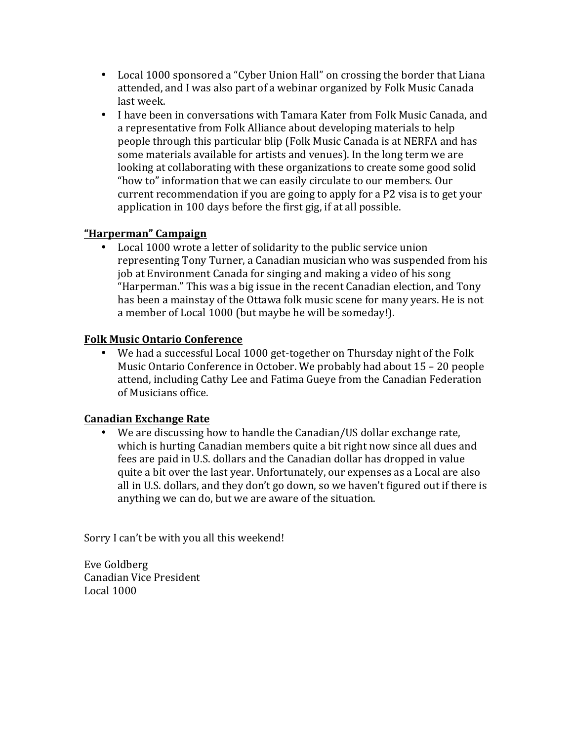- Local 1000 sponsored a "Cyber Union Hall" on crossing the border that Liana attended, and I was also part of a webinar organized by Folk Music Canada last week.
- I have been in conversations with Tamara Kater from Folk Music Canada, and a representative from Folk Alliance about developing materials to help people through this particular blip (Folk Music Canada is at NERFA and has some materials available for artists and venues). In the long term we are looking at collaborating with these organizations to create some good solid "how to" information that we can easily circulate to our members. Our current recommendation if you are going to apply for a P2 visa is to get your application in 100 days before the first gig, if at all possible.

**"Harperman" Campaign**

- Local 1000 wrote a letter of solidarity to the public service union representing Tony Turner, a Canadian musician who was suspended from his job at Environment Canada for singing and making a video of his song "Harperman." This was a big issue in the recent Canadian election, and Tony has been a mainstay of the Ottawa folk music scene for many years. He is not a member of Local 1000 (but maybe he will be someday!).

**Folk Music Ontario Conference**

- We had a successful Local 1000 get-together on Thursday night of the Folk Music Ontario Conference in October. We probably had about 15 – 20 people attend, including Cathy Lee and Fatima Gueye from the Canadian Federation of Musicians office.

**Canadian Exchange Rate**

- We are discussing how to handle the Canadian/US dollar exchange rate, which is hurting Canadian members quite a bit right now since all dues and fees are paid in U.S. dollars and the Canadian dollar has dropped in value quite a bit over the last year. Unfortunately, our expenses as a Local are also all in U.S. dollars, and they don't go down, so we haven't figured out if there is anything we can do, but we are aware of the situation.

Sorry I can't be with you all this weekend!

Eve Goldberg
Canadian Vice President
Local 1000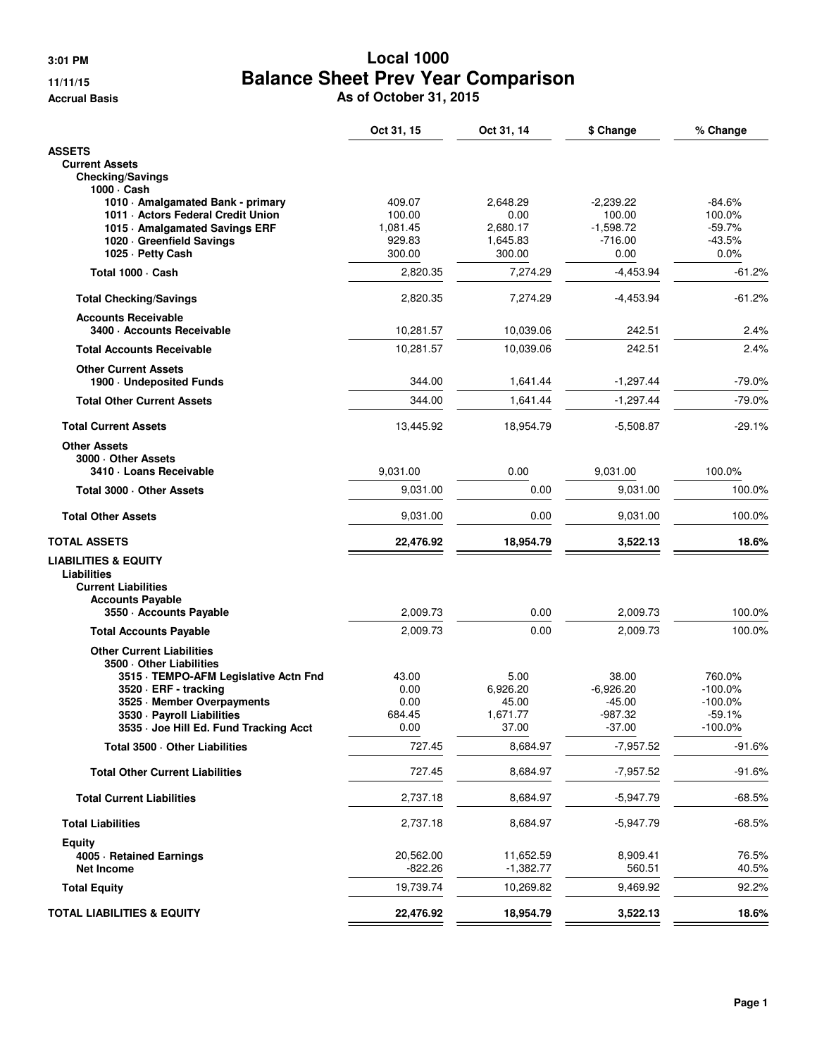3:01 PM
11/11/15
Accrual Basis

# Local 1000
## Balance Sheet Prev Year Comparison
### As of October 31, 2015

| | Oct 31, 15 | Oct 31, 14 | $ Change | % Change |
|---|---|---|---|---|
| **ASSETS** | | | | |
| **Current Assets** | | | | |
| **Checking/Savings** | | | | |
| **1000 · Cash** | | | | |
| **1010 · Amalgamated Bank - primary** | 409.07 | 2,648.29 | -2,239.22 | -84.6% |
| **1011 · Actors Federal Credit Union** | 100.00 | 0.00 | 100.00 | 100.0% |
| **1015 · Amalgamated Savings ERF** | 1,081.45 | 2,680.17 | -1,598.72 | -59.7% |
| **1020 · Greenfield Savings** | 929.83 | 1,645.83 | -716.00 | -43.5% |
| **1025 · Petty Cash** | 300.00 | 300.00 | 0.00 | 0.0% |
| **Total 1000 · Cash** | 2,820.35 | 7,274.29 | -4,453.94 | -61.2% |
| **Total Checking/Savings** | 2,820.35 | 7,274.29 | -4,453.94 | -61.2% |
| **Accounts Receivable** | | | | |
| **3400 · Accounts Receivable** | 10,281.57 | 10,039.06 | 242.51 | 2.4% |
| **Total Accounts Receivable** | 10,281.57 | 10,039.06 | 242.51 | 2.4% |
| **Other Current Assets** | | | | |
| **1900 · Undeposited Funds** | 344.00 | 1,641.44 | -1,297.44 | -79.0% |
| **Total Other Current Assets** | 344.00 | 1,641.44 | -1,297.44 | -79.0% |
| **Total Current Assets** | 13,445.92 | 18,954.79 | -5,508.87 | -29.1% |
| **Other Assets** | | | | |
| **3000 · Other Assets** | | | | |
| **3410 · Loans Receivable** | 9,031.00 | 0.00 | 9,031.00 | 100.0% |
| **Total 3000 · Other Assets** | 9,031.00 | 0.00 | 9,031.00 | 100.0% |
| **Total Other Assets** | 9,031.00 | 0.00 | 9,031.00 | 100.0% |
| **TOTAL ASSETS** | **22,476.92** | **18,954.79** | **3,522.13** | **18.6%** |
| **LIABILITIES & EQUITY** | | | | |
| **Liabilities** | | | | |
| **Current Liabilities** | | | | |
| **Accounts Payable** | | | | |
| **3550 · Accounts Payable** | 2,009.73 | 0.00 | 2,009.73 | 100.0% |
| **Total Accounts Payable** | 2,009.73 | 0.00 | 2,009.73 | 100.0% |
| **Other Current Liabilities** | | | | |
| **3500 · Other Liabilities** | | | | |
| **3515 · TEMPO-AFM Legislative Actn Fnd** | 43.00 | 5.00 | 38.00 | 760.0% |
| **3520 · ERF - tracking** | 0.00 | 6,926.20 | -6,926.20 | -100.0% |
| **3525 · Member Overpayments** | 0.00 | 45.00 | -45.00 | -100.0% |
| **3530 · Payroll Liabilities** | 684.45 | 1,671.77 | -987.32 | -59.1% |
| **3535 · Joe Hill Ed. Fund Tracking Acct** | 0.00 | 37.00 | -37.00 | -100.0% |
| **Total 3500 · Other Liabilities** | 727.45 | 8,684.97 | -7,957.52 | -91.6% |
| **Total Other Current Liabilities** | 727.45 | 8,684.97 | -7,957.52 | -91.6% |
| **Total Current Liabilities** | 2,737.18 | 8,684.97 | -5,947.79 | -68.5% |
| **Total Liabilities** | 2,737.18 | 8,684.97 | -5,947.79 | -68.5% |
| **Equity** | | | | |
| **4005 · Retained Earnings** | 20,562.00 | 11,652.59 | 8,909.41 | 76.5% |
| **Net Income** | -822.26 | -1,382.77 | 560.51 | 40.5% |
| **Total Equity** | 19,739.74 | 10,269.82 | 9,469.92 | 92.2% |
| **TOTAL LIABILITIES & EQUITY** | **22,476.92** | **18,954.79** | **3,522.13** | **18.6%** |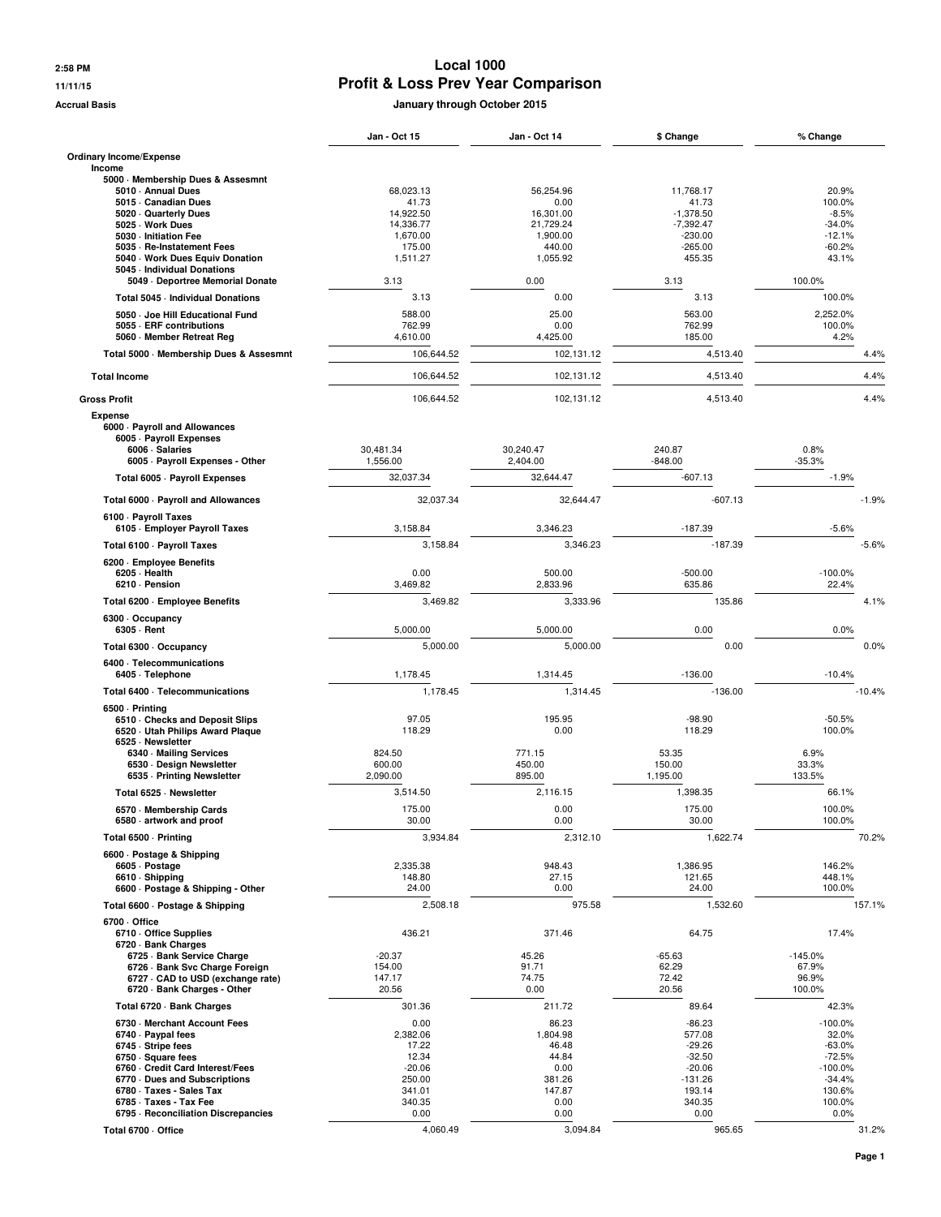# Local 1000

## Profit & Loss Prev Year Comparison

2:58 PM
11/11/15
Accrual Basis

**January through October 2015**

| | Jan - Oct 15 | Jan - Oct 14 | $ Change | % Change |
|---|---|---|---|---|
| **Ordinary Income/Expense** | | | | |
| **Income** | | | | |
| **5000 · Membership Dues & Assesmnt** | | | | |
| 5010 · Annual Dues | 68,023.13 | 56,254.96 | 11,768.17 | 20.9% |
| 5015 · Canadian Dues | 41.73 | 0.00 | 41.73 | 100.0% |
| 5020 · Quarterly Dues | 14,922.50 | 16,301.00 | -1,378.50 | -8.5% |
| 5025 · Work Dues | 14,336.77 | 21,729.24 | -7,392.47 | -34.0% |
| 5030 · Initiation Fee | 1,670.00 | 1,900.00 | -230.00 | -12.1% |
| 5035 · Re-Instatement Fees | 175.00 | 440.00 | -265.00 | -60.2% |
| 5040 · Work Dues Equiv Donation | 1,511.27 | 1,055.92 | 455.35 | 43.1% |
| 5045 · Individual Donations | | | | |
| 5049 · Deportree Memorial Donate | 3.13 | 0.00 | 3.13 | 100.0% |
| Total 5045 · Individual Donations | 3.13 | 0.00 | 3.13 | 100.0% |
| 5050 · Joe Hill Educational Fund | 588.00 | 25.00 | 563.00 | 2,252.0% |
| 5055 · ERF contributions | 762.99 | 0.00 | 762.99 | 100.0% |
| 5060 · Member Retreat Reg | 4,610.00 | 4,425.00 | 185.00 | 4.2% |
| **Total 5000 · Membership Dues & Assesmnt** | 106,644.52 | 102,131.12 | 4,513.40 | 4.4% |
| **Total Income** | 106,644.52 | 102,131.12 | 4,513.40 | 4.4% |
| **Gross Profit** | 106,644.52 | 102,131.12 | 4,513.40 | 4.4% |
| **Expense** | | | | |
| **6000 · Payroll and Allowances** | | | | |
| 6005 · Payroll Expenses | | | | |
| 6006 · Salaries | 30,481.34 | 30,240.47 | 240.87 | 0.8% |
| 6005 · Payroll Expenses - Other | 1,556.00 | 2,404.00 | -848.00 | -35.3% |
| Total 6005 · Payroll Expenses | 32,037.34 | 32,644.47 | -607.13 | -1.9% |
| **Total 6000 · Payroll and Allowances** | 32,037.34 | 32,644.47 | -607.13 | -1.9% |
| **6100 · Payroll Taxes** | | | | |
| 6105 · Employer Payroll Taxes | 3,158.84 | 3,346.23 | -187.39 | -5.6% |
| **Total 6100 · Payroll Taxes** | 3,158.84 | 3,346.23 | -187.39 | -5.6% |
| **6200 · Employee Benefits** | | | | |
| 6205 · Health | 0.00 | 500.00 | -500.00 | -100.0% |
| 6210 · Pension | 3,469.82 | 2,833.96 | 635.86 | 22.4% |
| **Total 6200 · Employee Benefits** | 3,469.82 | 3,333.96 | 135.86 | 4.1% |
| **6300 · Occupancy** | | | | |
| 6305 · Rent | 5,000.00 | 5,000.00 | 0.00 | 0.0% |
| **Total 6300 · Occupancy** | 5,000.00 | 5,000.00 | 0.00 | 0.0% |
| **6400 · Telecommunications** | | | | |
| 6405 · Telephone | 1,178.45 | 1,314.45 | -136.00 | -10.4% |
| **Total 6400 · Telecommunications** | 1,178.45 | 1,314.45 | -136.00 | -10.4% |
| **6500 · Printing** | | | | |
| 6510 · Checks and Deposit Slips | 97.05 | 195.95 | -98.90 | -50.5% |
| 6520 · Utah Philips Award Plaque | 118.29 | 0.00 | 118.29 | 100.0% |
| 6525 · Newsletter | | | | |
| 6340 · Mailing Services | 824.50 | 771.15 | 53.35 | 6.9% |
| 6530 · Design Newsletter | 600.00 | 450.00 | 150.00 | 33.3% |
| 6535 · Printing Newsletter | 2,090.00 | 895.00 | 1,195.00 | 133.5% |
| Total 6525 · Newsletter | 3,514.50 | 2,116.15 | 1,398.35 | 66.1% |
| 6570 · Membership Cards | 175.00 | 0.00 | 175.00 | 100.0% |
| 6580 · artwork and proof | 30.00 | 0.00 | 30.00 | 100.0% |
| **Total 6500 · Printing** | 3,934.84 | 2,312.10 | 1,622.74 | 70.2% |
| **6600 · Postage & Shipping** | | | | |
| 6605 · Postage | 2,335.38 | 948.43 | 1,386.95 | 146.2% |
| 6610 · Shipping | 148.80 | 27.15 | 121.65 | 448.1% |
| 6600 · Postage & Shipping - Other | 24.00 | 0.00 | 24.00 | 100.0% |
| **Total 6600 · Postage & Shipping** | 2,508.18 | 975.58 | 1,532.60 | 157.1% |
| **6700 · Office** | | | | |
| 6710 · Office Supplies | 436.21 | 371.46 | 64.75 | 17.4% |
| 6720 · Bank Charges | | | | |
| 6725 · Bank Service Charge | -20.37 | 45.26 | -65.63 | -145.0% |
| 6726 · Bank Svc Charge Foreign | 154.00 | 91.71 | 62.29 | 67.9% |
| 6727 · CAD to USD (exchange rate) | 147.17 | 74.75 | 72.42 | 96.9% |
| 6720 · Bank Charges - Other | 20.56 | 0.00 | 20.56 | 100.0% |
| Total 6720 · Bank Charges | 301.36 | 211.72 | 89.64 | 42.3% |
| 6730 · Merchant Account Fees | 0.00 | 86.23 | -86.23 | -100.0% |
| 6740 · Paypal fees | 2,382.06 | 1,804.98 | 577.08 | 32.0% |
| 6745 · Stripe fees | 17.22 | 46.48 | -29.26 | -63.0% |
| 6750 · Square fees | 12.34 | 44.84 | -32.50 | -72.5% |
| 6760 · Credit Card Interest/Fees | -20.06 | 0.00 | -20.06 | -100.0% |
| 6770 · Dues and Subscriptions | 250.00 | 381.26 | -131.26 | -34.4% |
| 6780 · Taxes - Sales Tax | 341.01 | 147.87 | 193.14 | 130.6% |
| 6785 · Taxes - Tax Fee | 340.35 | 0.00 | 340.35 | 100.0% |
| 6795 · Reconciliation Discrepancies | 0.00 | 0.00 | 0.00 | 0.0% |
| **Total 6700 · Office** | 4,060.49 | 3,094.84 | 965.65 | 31.2% |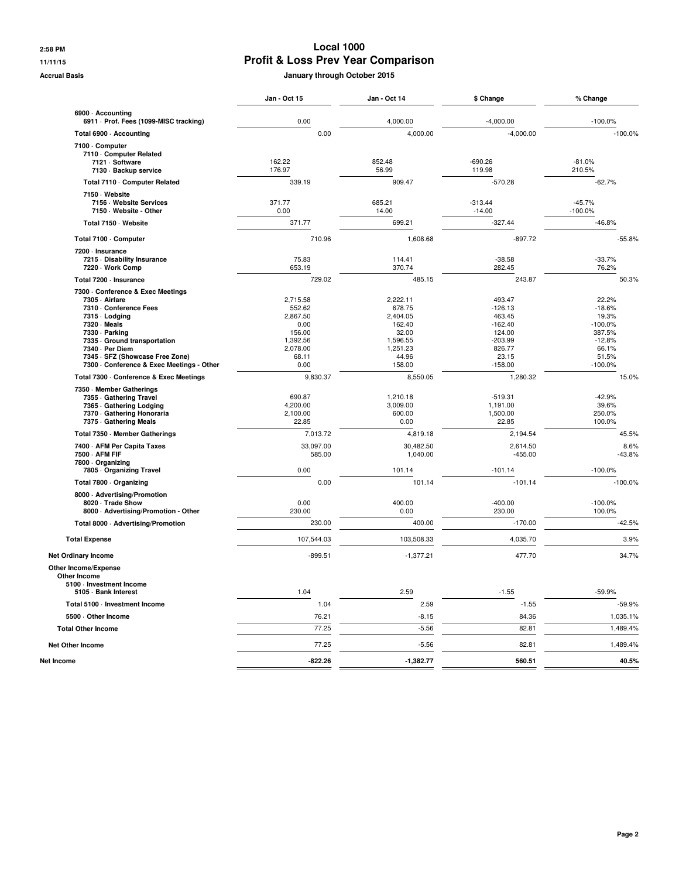# Local 1000

## Profit & Loss Prev Year Comparison

**January through October 2015**

2:58 PM
11/11/15
Accrual Basis

| | Jan - Oct 15 | Jan - Oct 14 | $ Change | % Change |
|---|---|---|---|---|
| 6900 · Accounting | | | | |
| 6911 · Prof. Fees (1099-MISC tracking) | 0.00 | 4,000.00 | -4,000.00 | -100.0% |
| Total 6900 · Accounting | 0.00 | 4,000.00 | -4,000.00 | -100.0% |
| 7100 · Computer | | | | |
| 7110 · Computer Related | | | | |
| 7121 · Software | 162.22 | 852.48 | -690.26 | -81.0% |
| 7130 · Backup service | 176.97 | 56.99 | 119.98 | 210.5% |
| Total 7110 · Computer Related | 339.19 | 909.47 | -570.28 | -62.7% |
| 7150 · Website | | | | |
| 7156 · Website Services | 371.77 | 685.21 | -313.44 | -45.7% |
| 7150 · Website - Other | 0.00 | 14.00 | -14.00 | -100.0% |
| Total 7150 · Website | 371.77 | 699.21 | -327.44 | -46.8% |
| Total 7100 · Computer | 710.96 | 1,608.68 | -897.72 | -55.8% |
| 7200 · Insurance | | | | |
| 7215 · Disability Insurance | 75.83 | 114.41 | -38.58 | -33.7% |
| 7220 · Work Comp | 653.19 | 370.74 | 282.45 | 76.2% |
| Total 7200 · Insurance | 729.02 | 485.15 | 243.87 | 50.3% |
| 7300 · Conference & Exec Meetings | | | | |
| 7305 · Airfare | 2,715.58 | 2,222.11 | 493.47 | 22.2% |
| 7310 · Conference Fees | 552.62 | 678.75 | -126.13 | -18.6% |
| 7315 · Lodging | 2,867.50 | 2,404.05 | 463.45 | 19.3% |
| 7320 · Meals | 0.00 | 162.40 | -162.40 | -100.0% |
| 7330 · Parking | 156.00 | 32.00 | 124.00 | 387.5% |
| 7335 · Ground transportation | 1,392.56 | 1,596.55 | -203.99 | -12.8% |
| 7340 · Per Diem | 2,078.00 | 1,251.23 | 826.77 | 66.1% |
| 7345 · SFZ (Showcase Free Zone) | 68.11 | 44.96 | 23.15 | 51.5% |
| 7300 · Conference & Exec Meetings - Other | 0.00 | 158.00 | -158.00 | -100.0% |
| Total 7300 · Conference & Exec Meetings | 9,830.37 | 8,550.05 | 1,280.32 | 15.0% |
| 7350 · Member Gatherings | | | | |
| 7355 · Gathering Travel | 690.87 | 1,210.18 | -519.31 | -42.9% |
| 7365 · Gathering Lodging | 4,200.00 | 3,009.00 | 1,191.00 | 39.6% |
| 7370 · Gathering Honoraria | 2,100.00 | 600.00 | 1,500.00 | 250.0% |
| 7375 · Gathering Meals | 22.85 | 0.00 | 22.85 | 100.0% |
| Total 7350 · Member Gatherings | 7,013.72 | 4,819.18 | 2,194.54 | 45.5% |
| 7400 · AFM Per Capita Taxes | 33,097.00 | 30,482.50 | 2,614.50 | 8.6% |
| 7500 · AFM FIF | 585.00 | 1,040.00 | -455.00 | -43.8% |
| 7800 · Organizing | | | | |
| 7805 · Organizing Travel | 0.00 | 101.14 | -101.14 | -100.0% |
| Total 7800 · Organizing | 0.00 | 101.14 | -101.14 | -100.0% |
| 8000 · Advertising/Promotion | | | | |
| 8020 · Trade Show | 0.00 | 400.00 | -400.00 | -100.0% |
| 8000 · Advertising/Promotion - Other | 230.00 | 0.00 | 230.00 | 100.0% |
| Total 8000 · Advertising/Promotion | 230.00 | 400.00 | -170.00 | -42.5% |
| Total Expense | 107,544.03 | 103,508.33 | 4,035.70 | 3.9% |
| Net Ordinary Income | -899.51 | -1,377.21 | 477.70 | 34.7% |
| Other Income/Expense | | | | |
| Other Income | | | | |
| 5100 · Investment Income | | | | |
| 5105 · Bank Interest | 1.04 | 2.59 | -1.55 | -59.9% |
| Total 5100 · Investment Income | 1.04 | 2.59 | -1.55 | -59.9% |
| 5500 · Other Income | 76.21 | -8.15 | 84.36 | 1,035.1% |
| Total Other Income | 77.25 | -5.56 | 82.81 | 1,489.4% |
| Net Other Income | 77.25 | -5.56 | 82.81 | 1,489.4% |
| **Net Income** | **-822.26** | **-1,382.77** | **560.51** | **40.5%** |